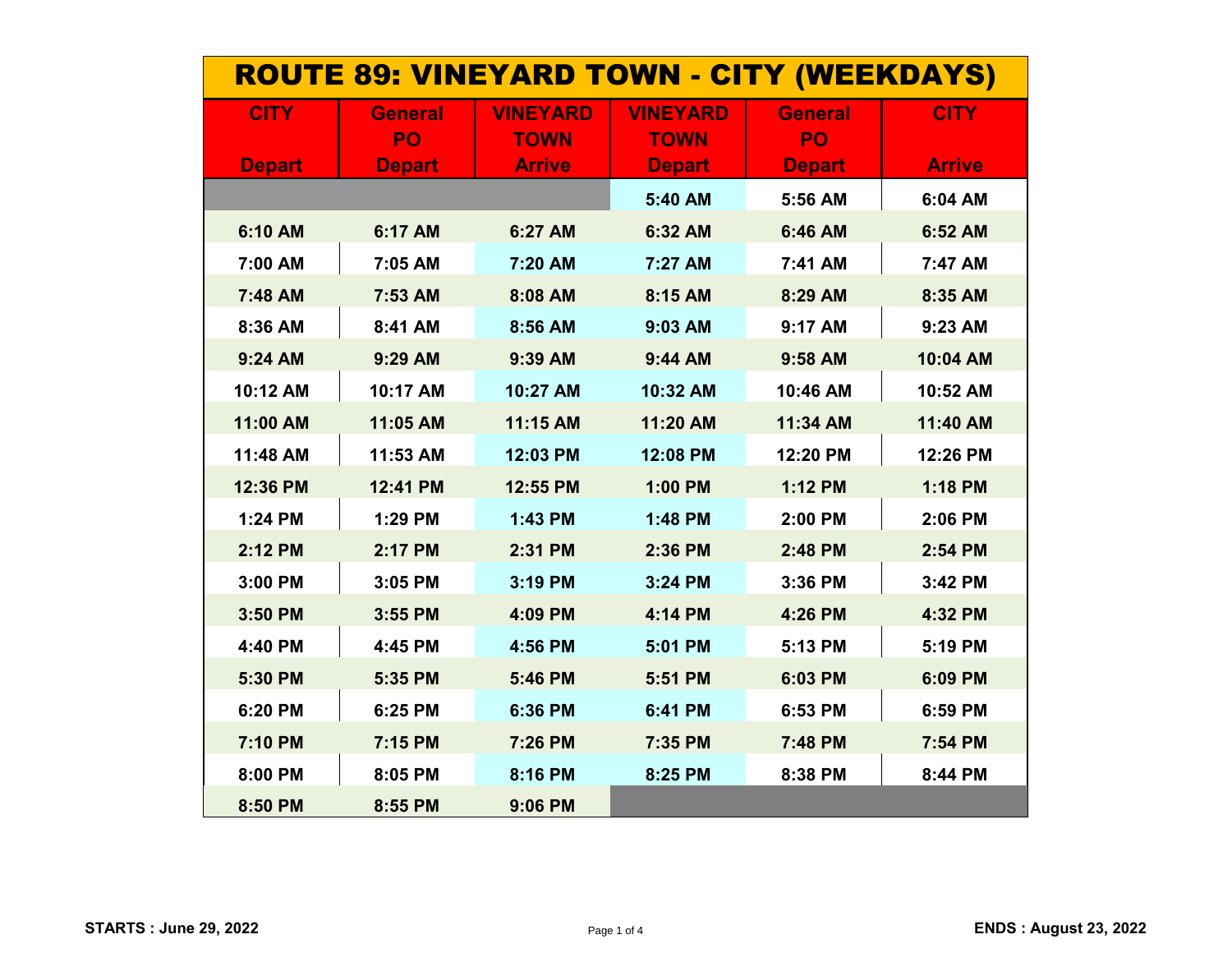# ROUTE 89: VINEYARD TOWN - CITY (WEEKDAYS)

| CITY Depart | General PO Depart | VINEYARD TOWN Arrive | VINEYARD TOWN Depart | General PO Depart | CITY Arrive |
|---|---|---|---|---|---|
| | | | 5:40 AM | 5:56 AM | 6:04 AM |
| 6:10 AM | 6:17 AM | 6:27 AM | 6:32 AM | 6:46 AM | 6:52 AM |
| 7:00 AM | 7:05 AM | 7:20 AM | 7:27 AM | 7:41 AM | 7:47 AM |
| 7:48 AM | 7:53 AM | 8:08 AM | 8:15 AM | 8:29 AM | 8:35 AM |
| 8:36 AM | 8:41 AM | 8:56 AM | 9:03 AM | 9:17 AM | 9:23 AM |
| 9:24 AM | 9:29 AM | 9:39 AM | 9:44 AM | 9:58 AM | 10:04 AM |
| 10:12 AM | 10:17 AM | 10:27 AM | 10:32 AM | 10:46 AM | 10:52 AM |
| 11:00 AM | 11:05 AM | 11:15 AM | 11:20 AM | 11:34 AM | 11:40 AM |
| 11:48 AM | 11:53 AM | 12:03 PM | 12:08 PM | 12:20 PM | 12:26 PM |
| 12:36 PM | 12:41 PM | 12:55 PM | 1:00 PM | 1:12 PM | 1:18 PM |
| 1:24 PM | 1:29 PM | 1:43 PM | 1:48 PM | 2:00 PM | 2:06 PM |
| 2:12 PM | 2:17 PM | 2:31 PM | 2:36 PM | 2:48 PM | 2:54 PM |
| 3:00 PM | 3:05 PM | 3:19 PM | 3:24 PM | 3:36 PM | 3:42 PM |
| 3:50 PM | 3:55 PM | 4:09 PM | 4:14 PM | 4:26 PM | 4:32 PM |
| 4:40 PM | 4:45 PM | 4:56 PM | 5:01 PM | 5:13 PM | 5:19 PM |
| 5:30 PM | 5:35 PM | 5:46 PM | 5:51 PM | 6:03 PM | 6:09 PM |
| 6:20 PM | 6:25 PM | 6:36 PM | 6:41 PM | 6:53 PM | 6:59 PM |
| 7:10 PM | 7:15 PM | 7:26 PM | 7:35 PM | 7:48 PM | 7:54 PM |
| 8:00 PM | 8:05 PM | 8:16 PM | 8:25 PM | 8:38 PM | 8:44 PM |
| 8:50 PM | 8:55 PM | 9:06 PM | | | |

**STARTS : June 29, 2022** **ENDS : August 23, 2022**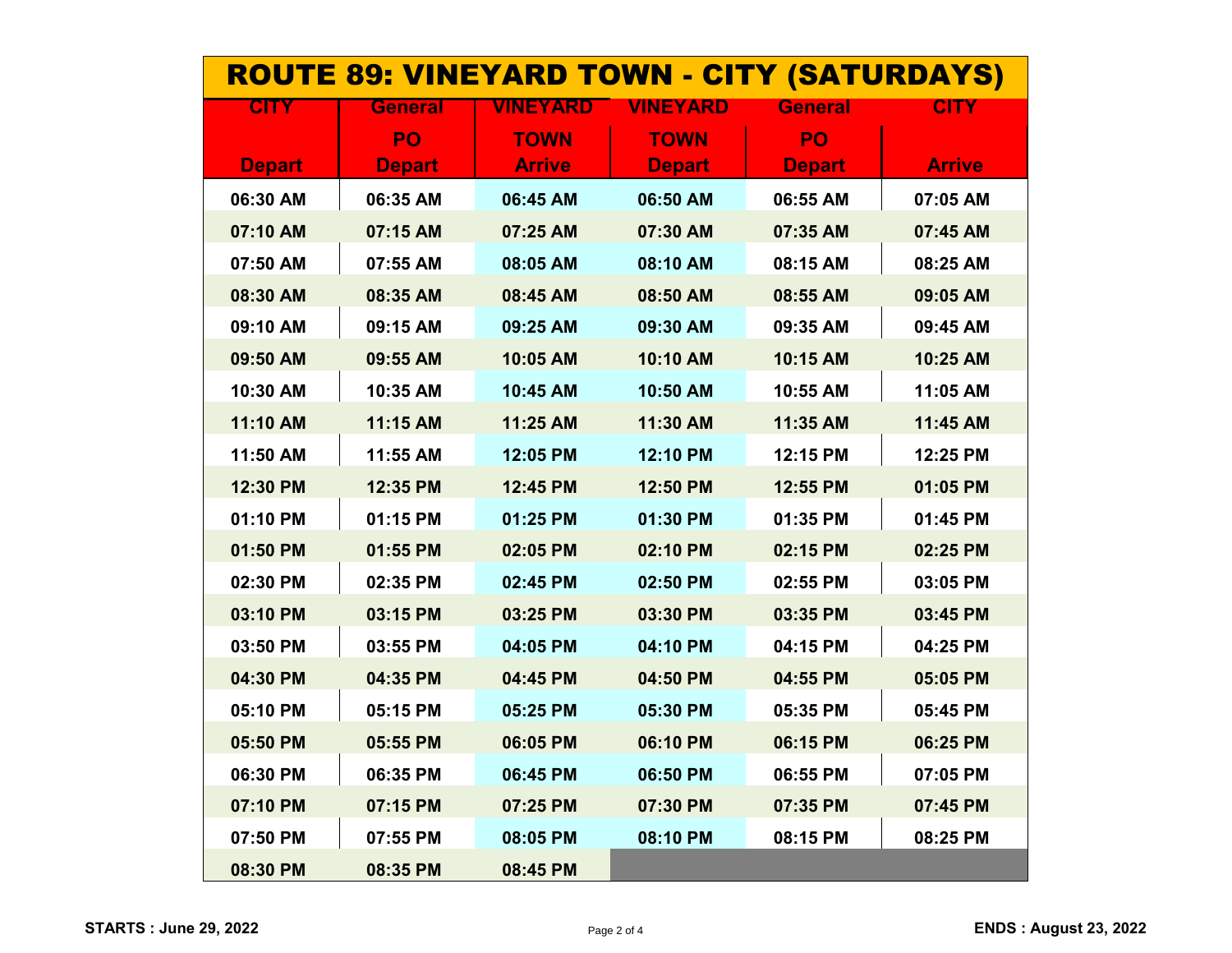# ROUTE 89: VINEYARD TOWN - CITY (SATURDAYS)

| CITY Depart | General PO Depart | VINEYARD TOWN Arrive | VINEYARD TOWN Depart | General PO Depart | CITY Arrive |
|---|---|---|---|---|---|
| 06:30 AM | 06:35 AM | 06:45 AM | 06:50 AM | 06:55 AM | 07:05 AM |
| 07:10 AM | 07:15 AM | 07:25 AM | 07:30 AM | 07:35 AM | 07:45 AM |
| 07:50 AM | 07:55 AM | 08:05 AM | 08:10 AM | 08:15 AM | 08:25 AM |
| 08:30 AM | 08:35 AM | 08:45 AM | 08:50 AM | 08:55 AM | 09:05 AM |
| 09:10 AM | 09:15 AM | 09:25 AM | 09:30 AM | 09:35 AM | 09:45 AM |
| 09:50 AM | 09:55 AM | 10:05 AM | 10:10 AM | 10:15 AM | 10:25 AM |
| 10:30 AM | 10:35 AM | 10:45 AM | 10:50 AM | 10:55 AM | 11:05 AM |
| 11:10 AM | 11:15 AM | 11:25 AM | 11:30 AM | 11:35 AM | 11:45 AM |
| 11:50 AM | 11:55 AM | 12:05 PM | 12:10 PM | 12:15 PM | 12:25 PM |
| 12:30 PM | 12:35 PM | 12:45 PM | 12:50 PM | 12:55 PM | 01:05 PM |
| 01:10 PM | 01:15 PM | 01:25 PM | 01:30 PM | 01:35 PM | 01:45 PM |
| 01:50 PM | 01:55 PM | 02:05 PM | 02:10 PM | 02:15 PM | 02:25 PM |
| 02:30 PM | 02:35 PM | 02:45 PM | 02:50 PM | 02:55 PM | 03:05 PM |
| 03:10 PM | 03:15 PM | 03:25 PM | 03:30 PM | 03:35 PM | 03:45 PM |
| 03:50 PM | 03:55 PM | 04:05 PM | 04:10 PM | 04:15 PM | 04:25 PM |
| 04:30 PM | 04:35 PM | 04:45 PM | 04:50 PM | 04:55 PM | 05:05 PM |
| 05:10 PM | 05:15 PM | 05:25 PM | 05:30 PM | 05:35 PM | 05:45 PM |
| 05:50 PM | 05:55 PM | 06:05 PM | 06:10 PM | 06:15 PM | 06:25 PM |
| 06:30 PM | 06:35 PM | 06:45 PM | 06:50 PM | 06:55 PM | 07:05 PM |
| 07:10 PM | 07:15 PM | 07:25 PM | 07:30 PM | 07:35 PM | 07:45 PM |
| 07:50 PM | 07:55 PM | 08:05 PM | 08:10 PM | 08:15 PM | 08:25 PM |
| 08:30 PM | 08:35 PM | 08:45 PM | | | |

**STARTS : June 29, 2022** **ENDS : August 23, 2022**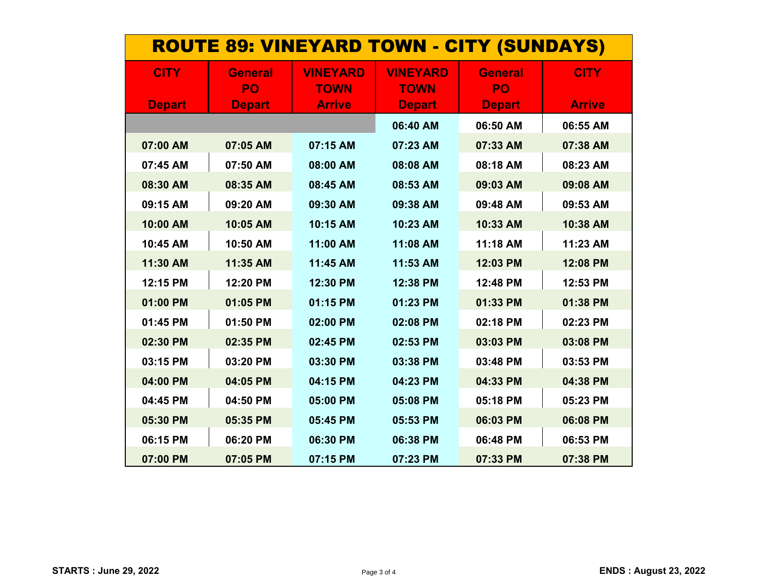# ROUTE 89: VINEYARD TOWN - CITY (SUNDAYS)

| CITY Depart | General PO Depart | VINEYARD TOWN Arrive | VINEYARD TOWN Depart | General PO Depart | CITY Arrive |
|---|---|---|---|---|---|
| | | | 06:40 AM | 06:50 AM | 06:55 AM |
| 07:00 AM | 07:05 AM | 07:15 AM | 07:23 AM | 07:33 AM | 07:38 AM |
| 07:45 AM | 07:50 AM | 08:00 AM | 08:08 AM | 08:18 AM | 08:23 AM |
| 08:30 AM | 08:35 AM | 08:45 AM | 08:53 AM | 09:03 AM | 09:08 AM |
| 09:15 AM | 09:20 AM | 09:30 AM | 09:38 AM | 09:48 AM | 09:53 AM |
| 10:00 AM | 10:05 AM | 10:15 AM | 10:23 AM | 10:33 AM | 10:38 AM |
| 10:45 AM | 10:50 AM | 11:00 AM | 11:08 AM | 11:18 AM | 11:23 AM |
| 11:30 AM | 11:35 AM | 11:45 AM | 11:53 AM | 12:03 PM | 12:08 PM |
| 12:15 PM | 12:20 PM | 12:30 PM | 12:38 PM | 12:48 PM | 12:53 PM |
| 01:00 PM | 01:05 PM | 01:15 PM | 01:23 PM | 01:33 PM | 01:38 PM |
| 01:45 PM | 01:50 PM | 02:00 PM | 02:08 PM | 02:18 PM | 02:23 PM |
| 02:30 PM | 02:35 PM | 02:45 PM | 02:53 PM | 03:03 PM | 03:08 PM |
| 03:15 PM | 03:20 PM | 03:30 PM | 03:38 PM | 03:48 PM | 03:53 PM |
| 04:00 PM | 04:05 PM | 04:15 PM | 04:23 PM | 04:33 PM | 04:38 PM |
| 04:45 PM | 04:50 PM | 05:00 PM | 05:08 PM | 05:18 PM | 05:23 PM |
| 05:30 PM | 05:35 PM | 05:45 PM | 05:53 PM | 06:03 PM | 06:08 PM |
| 06:15 PM | 06:20 PM | 06:30 PM | 06:38 PM | 06:48 PM | 06:53 PM |
| 07:00 PM | 07:05 PM | 07:15 PM | 07:23 PM | 07:33 PM | 07:38 PM |

**STARTS : June 29, 2022** **ENDS : August 23, 2022**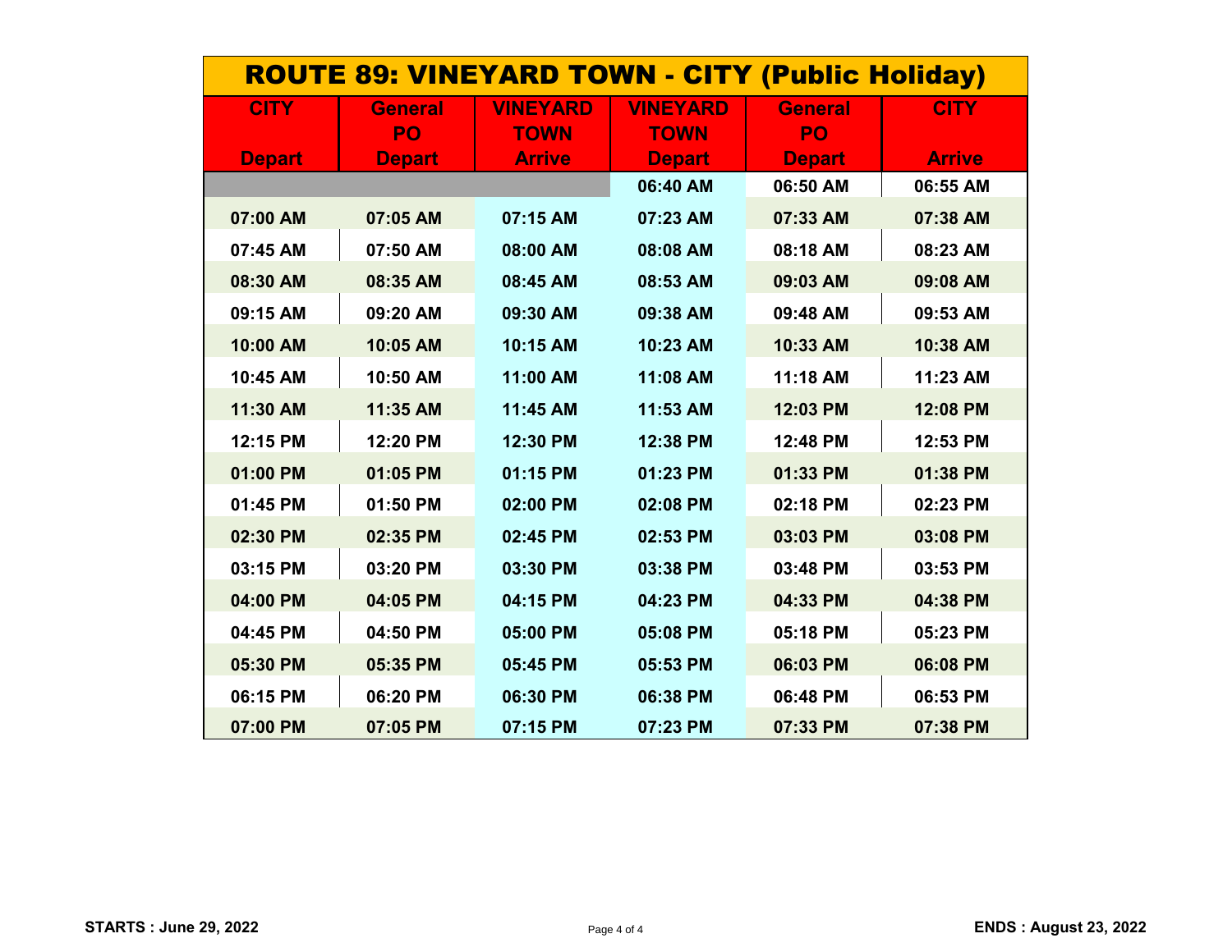# ROUTE 89: VINEYARD TOWN - CITY (Public Holiday)

| CITY Depart | General PO Depart | VINEYARD TOWN Arrive | VINEYARD TOWN Depart | General PO Depart | CITY Arrive |
|---|---|---|---|---|---|
| | | | 06:40 AM | 06:50 AM | 06:55 AM |
| 07:00 AM | 07:05 AM | 07:15 AM | 07:23 AM | 07:33 AM | 07:38 AM |
| 07:45 AM | 07:50 AM | 08:00 AM | 08:08 AM | 08:18 AM | 08:23 AM |
| 08:30 AM | 08:35 AM | 08:45 AM | 08:53 AM | 09:03 AM | 09:08 AM |
| 09:15 AM | 09:20 AM | 09:30 AM | 09:38 AM | 09:48 AM | 09:53 AM |
| 10:00 AM | 10:05 AM | 10:15 AM | 10:23 AM | 10:33 AM | 10:38 AM |
| 10:45 AM | 10:50 AM | 11:00 AM | 11:08 AM | 11:18 AM | 11:23 AM |
| 11:30 AM | 11:35 AM | 11:45 AM | 11:53 AM | 12:03 PM | 12:08 PM |
| 12:15 PM | 12:20 PM | 12:30 PM | 12:38 PM | 12:48 PM | 12:53 PM |
| 01:00 PM | 01:05 PM | 01:15 PM | 01:23 PM | 01:33 PM | 01:38 PM |
| 01:45 PM | 01:50 PM | 02:00 PM | 02:08 PM | 02:18 PM | 02:23 PM |
| 02:30 PM | 02:35 PM | 02:45 PM | 02:53 PM | 03:03 PM | 03:08 PM |
| 03:15 PM | 03:20 PM | 03:30 PM | 03:38 PM | 03:48 PM | 03:53 PM |
| 04:00 PM | 04:05 PM | 04:15 PM | 04:23 PM | 04:33 PM | 04:38 PM |
| 04:45 PM | 04:50 PM | 05:00 PM | 05:08 PM | 05:18 PM | 05:23 PM |
| 05:30 PM | 05:35 PM | 05:45 PM | 05:53 PM | 06:03 PM | 06:08 PM |
| 06:15 PM | 06:20 PM | 06:30 PM | 06:38 PM | 06:48 PM | 06:53 PM |
| 07:00 PM | 07:05 PM | 07:15 PM | 07:23 PM | 07:33 PM | 07:38 PM |

**STARTS : June 29, 2022**

**ENDS : August 23, 2022**